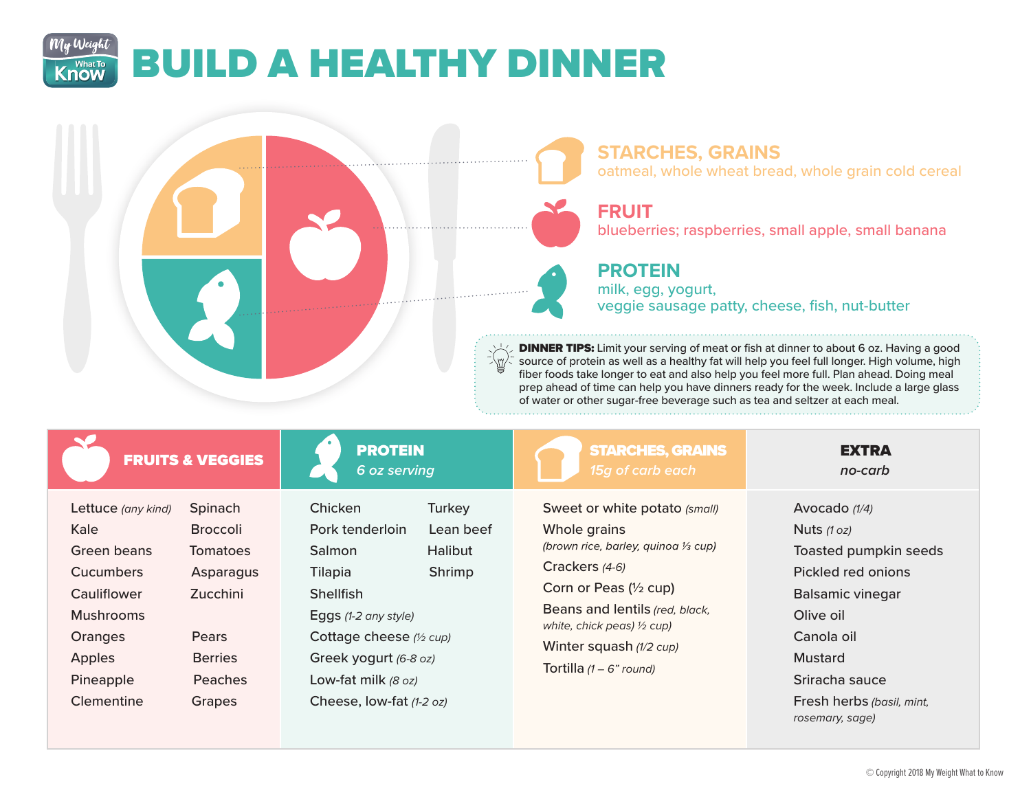# BUILD A HEALTHY DINNER

### STARCHES, GRAINS
oatmeal, whole wheat bread, whole grain cold cereal

### FRUIT
blueberries; raspberries, small apple, small banana

### PROTEIN
milk, egg, yogurt,
veggie sausage patty, cheese, fish, nut-butter

**DINNER TIPS:** Limit your serving of meat or fish at dinner to about 6 oz. Having a good source of protein as well as a healthy fat will help you feel full longer. High volume, high fiber foods take longer to eat and also help you feel more full. Plan ahead. Doing meal prep ahead of time can help you have dinners ready for the week. Include a large glass of water or other sugar-free beverage such as tea and seltzer at each meal.

| FRUITS & VEGGIES | | PROTEIN *6 oz serving* | | STARCHES, GRAINS *15g of carb each* | EXTRA *no-carb* |
|---|---|---|---|---|---|
| Lettuce *(any kind)* | Spinach | Chicken | Turkey | Sweet or white potato *(small)* | Avocado *(1/4)* |
| Kale | Broccoli | Pork tenderloin | Lean beef | Whole grains *(brown rice, barley, quinoa ⅓ cup)* | Nuts *(1 oz)* |
| Green beans | Tomatoes | Salmon | Halibut | Crackers *(4-6)* | Toasted pumpkin seeds |
| Cucumbers | Asparagus | Tilapia | Shrimp | Corn or Peas (½ cup) | Pickled red onions |
| Cauliflower | Zucchini | Shellfish | | Beans and lentils *(red, black, white, chick peas) ½ cup)* | Balsamic vinegar |
| Mushrooms | | Eggs *(1-2 any style)* | | Winter squash *(1/2 cup)* | Olive oil |
| Oranges | Pears | Cottage cheese *(½ cup)* | | Tortilla *(1 – 6" round)* | Canola oil |
| Apples | Berries | Greek yogurt *(6-8 oz)* | | | Mustard |
| Pineapple | Peaches | Low-fat milk *(8 oz)* | | | Sriracha sauce |
| Clementine | Grapes | Cheese, low-fat *(1-2 oz)* | | | Fresh herbs *(basil, mint, rosemary, sage)* |

© Copyright 2018 My Weight What to Know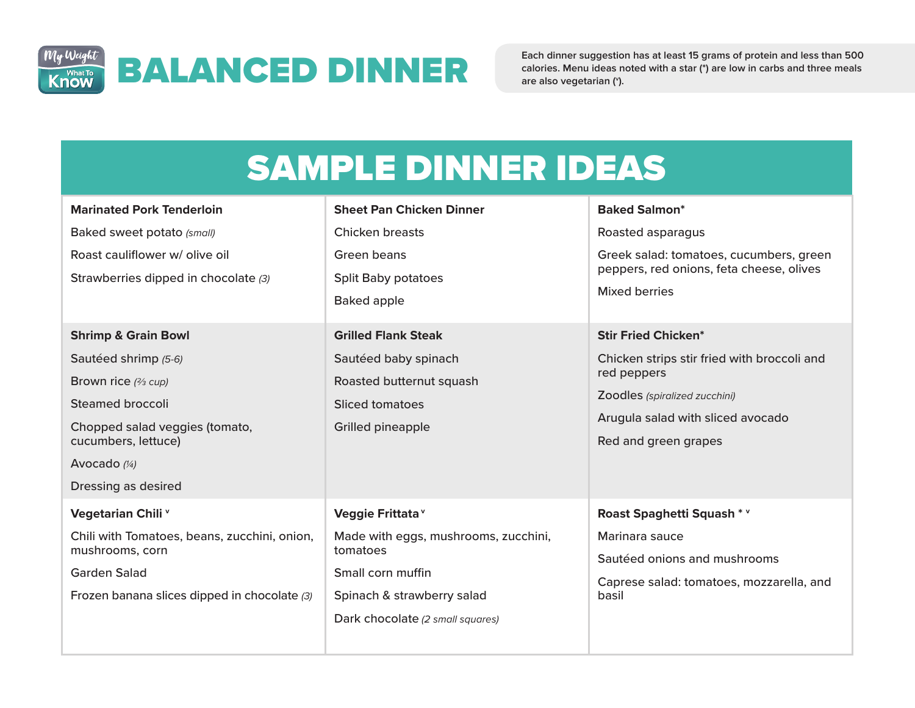My Weight What To Know

# BALANCED DINNER

Each dinner suggestion has at least 15 grams of protein and less than 500 calories. Menu ideas noted with a star (*) are low in carbs and three meals are also vegetarian (v).

## SAMPLE DINNER IDEAS

| | | |
|---|---|---|
| **Marinated Pork Tenderloin**<br>Baked sweet potato *(small)*<br>Roast cauliflower w/ olive oil<br>Strawberries dipped in chocolate *(3)* | **Sheet Pan Chicken Dinner**<br>Chicken breasts<br>Green beans<br>Split Baby potatoes<br>Baked apple | **Baked Salmon***<br>Roasted asparagus<br>Greek salad: tomatoes, cucumbers, green peppers, red onions, feta cheese, olives<br>Mixed berries |
| **Shrimp & Grain Bowl**<br>Sautéed shrimp *(5-6)*<br>Brown rice *(⅔ cup)*<br>Steamed broccoli<br>Chopped salad veggies (tomato, cucumbers, lettuce)<br>Avocado *(¼)*<br>Dressing as desired | **Grilled Flank Steak**<br>Sautéed baby spinach<br>Roasted butternut squash<br>Sliced tomatoes<br>Grilled pineapple | **Stir Fried Chicken***<br>Chicken strips stir fried with broccoli and red peppers<br>Zoodles *(spiralized zucchini)*<br>Arugula salad with sliced avocado<br>Red and green grapes |
| **Vegetarian Chili** v<br>Chili with Tomatoes, beans, zucchini, onion, mushrooms, corn<br>Garden Salad<br>Frozen banana slices dipped in chocolate *(3)* | **Veggie Frittata** v<br>Made with eggs, mushrooms, zucchini, tomatoes<br>Small corn muffin<br>Spinach & strawberry salad<br>Dark chocolate *(2 small squares)* | **Roast Spaghetti Squash** * v<br>Marinara sauce<br>Sautéed onions and mushrooms<br>Caprese salad: tomatoes, mozzarella, and basil |